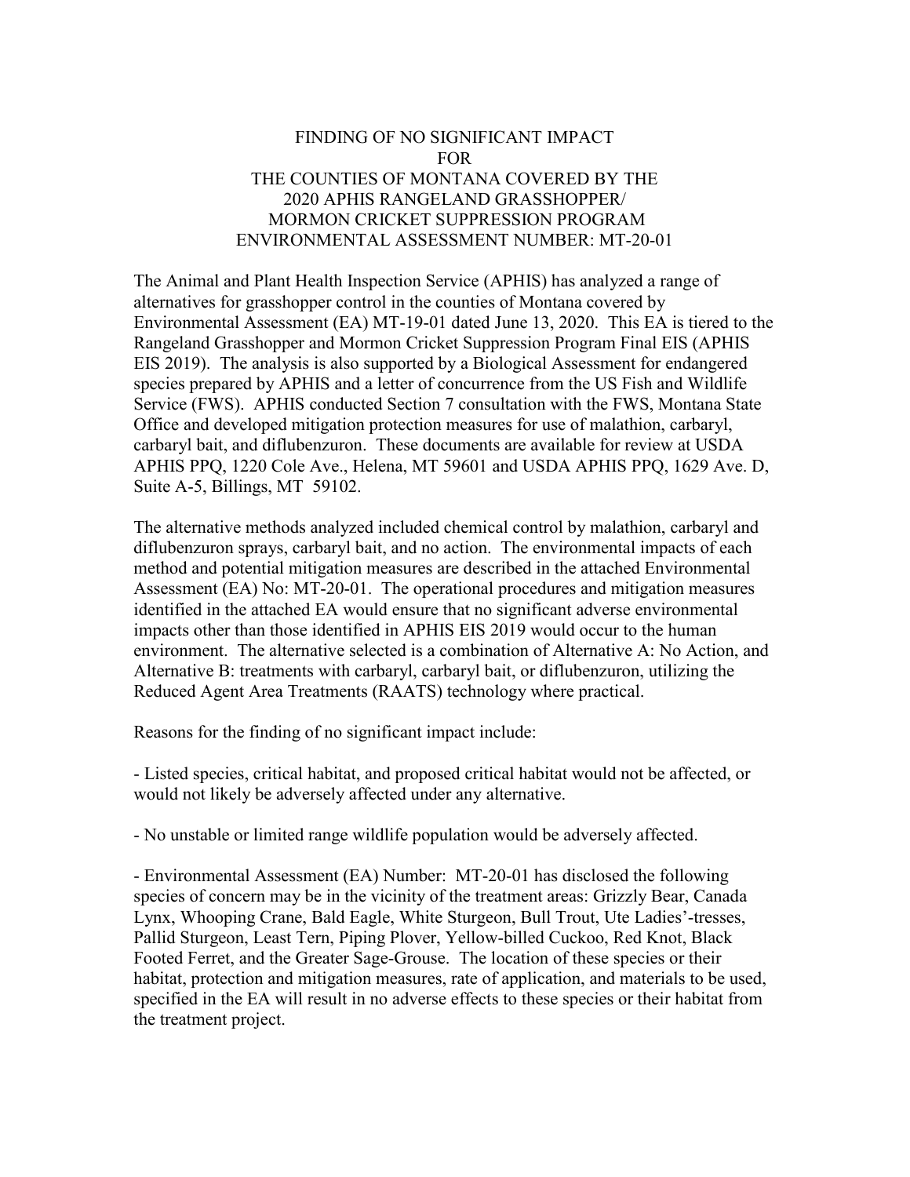# FINDING OF NO SIGNIFICANT IMPACT FOR THE COUNTIES OF MONTANA COVERED BY THE 2020 APHIS RANGELAND GRASSHOPPER/ MORMON CRICKET SUPPRESSION PROGRAM ENVIRONMENTAL ASSESSMENT NUMBER: MT-20-01

The Animal and Plant Health Inspection Service (APHIS) has analyzed a range of alternatives for grasshopper control in the counties of Montana covered by Environmental Assessment (EA) MT-19-01 dated June 13, 2020. This EA is tiered to the Rangeland Grasshopper and Mormon Cricket Suppression Program Final EIS (APHIS EIS 2019). The analysis is also supported by a Biological Assessment for endangered species prepared by APHIS and a letter of concurrence from the US Fish and Wildlife Service (FWS). APHIS conducted Section 7 consultation with the FWS, Montana State Office and developed mitigation protection measures for use of malathion, carbaryl, carbaryl bait, and diflubenzuron. These documents are available for review at USDA APHIS PPQ, 1220 Cole Ave., Helena, MT 59601 and USDA APHIS PPQ, 1629 Ave. D, Suite A-5, Billings, MT 59102.

The alternative methods analyzed included chemical control by malathion, carbaryl and diflubenzuron sprays, carbaryl bait, and no action. The environmental impacts of each method and potential mitigation measures are described in the attached Environmental Assessment (EA) No: MT-20-01. The operational procedures and mitigation measures identified in the attached EA would ensure that no significant adverse environmental impacts other than those identified in APHIS EIS 2019 would occur to the human environment. The alternative selected is a combination of Alternative A: No Action, and Alternative B: treatments with carbaryl, carbaryl bait, or diflubenzuron, utilizing the Reduced Agent Area Treatments (RAATS) technology where practical.

Reasons for the finding of no significant impact include:

- Listed species, critical habitat, and proposed critical habitat would not be affected, or would not likely be adversely affected under any alternative.

- No unstable or limited range wildlife population would be adversely affected.

- Environmental Assessment (EA) Number: MT-20-01 has disclosed the following species of concern may be in the vicinity of the treatment areas: Grizzly Bear, Canada Lynx, Whooping Crane, Bald Eagle, White Sturgeon, Bull Trout, Ute Ladies'-tresses, Pallid Sturgeon, Least Tern, Piping Plover, Yellow-billed Cuckoo, Red Knot, Black Footed Ferret, and the Greater Sage-Grouse. The location of these species or their habitat, protection and mitigation measures, rate of application, and materials to be used, specified in the EA will result in no adverse effects to these species or their habitat from the treatment project.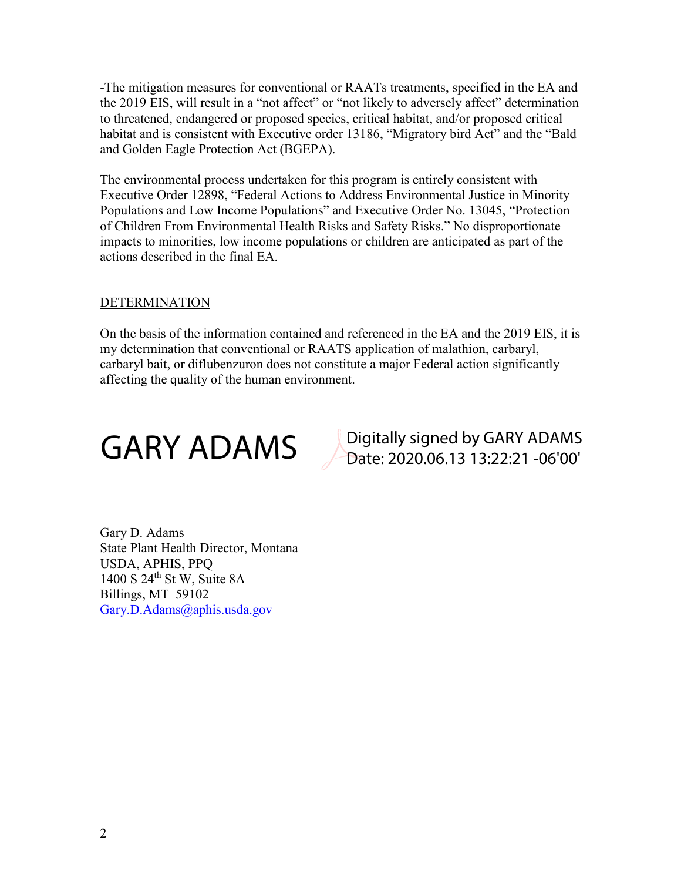-The mitigation measures for conventional or RAATs treatments, specified in the EA and the 2019 EIS, will result in a "not affect" or "not likely to adversely affect" determination to threatened, endangered or proposed species, critical habitat, and/or proposed critical habitat and is consistent with Executive order 13186, "Migratory bird Act" and the "Bald and Golden Eagle Protection Act (BGEPA).

The environmental process undertaken for this program is entirely consistent with Executive Order 12898, "Federal Actions to Address Environmental Justice in Minority Populations and Low Income Populations" and Executive Order No. 13045, "Protection of Children From Environmental Health Risks and Safety Risks." No disproportionate impacts to minorities, low income populations or children are anticipated as part of the actions described in the final EA.

DETERMINATION

On the basis of the information contained and referenced in the EA and the 2019 EIS, it is my determination that conventional or RAATS application of malathion, carbaryl, carbaryl bait, or diflubenzuron does not constitute a major Federal action significantly affecting the quality of the human environment.

GARY ADAMS

Digitally signed by GARY ADAMS
Date: 2020.06.13 13:22:21 -06'00'

Gary D. Adams
State Plant Health Director, Montana
USDA, APHIS, PPQ
1400 S 24th St W, Suite 8A
Billings, MT 59102
Gary.D.Adams@aphis.usda.gov